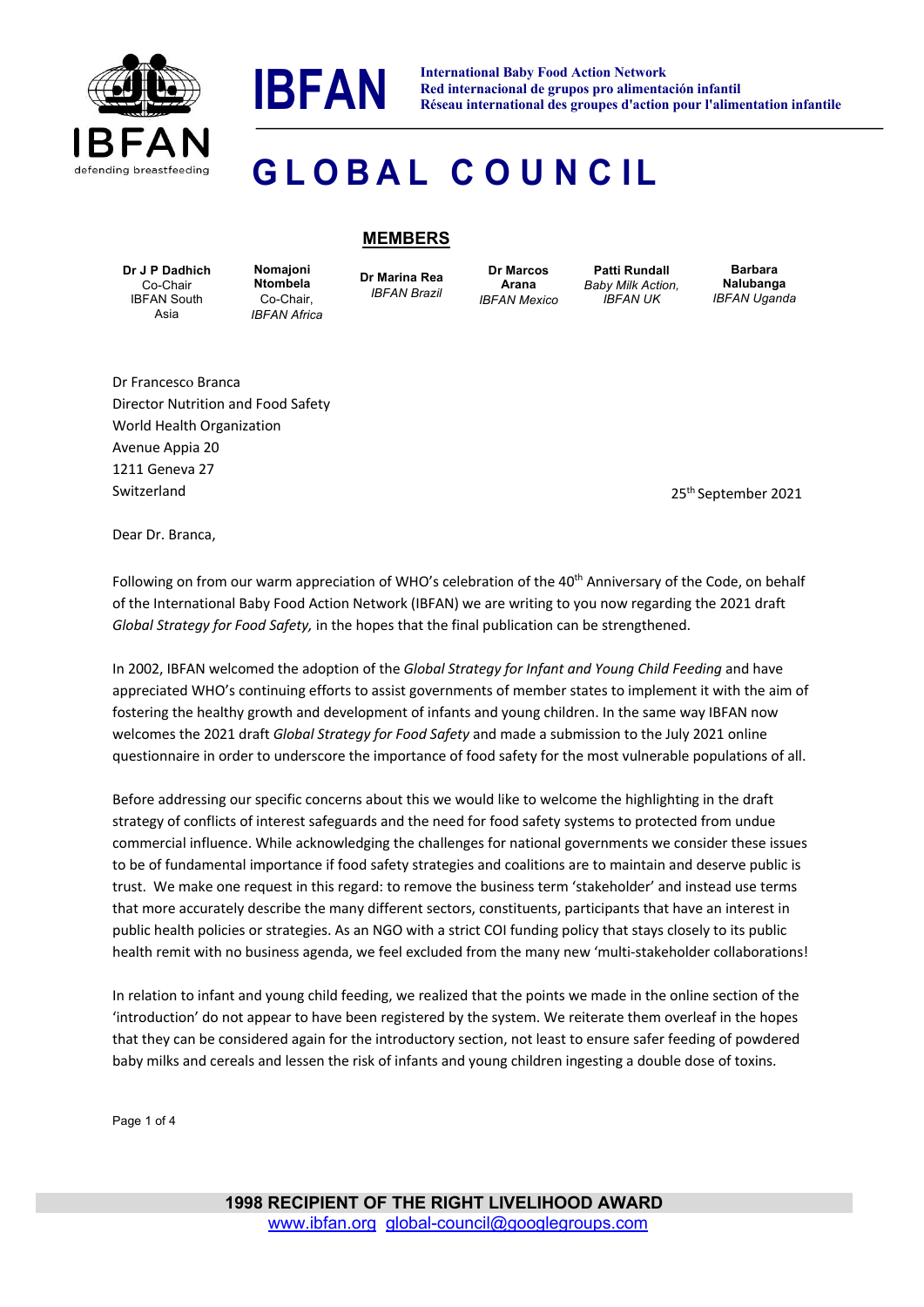**IBFAN**

**International Baby Food Action Network**
**Red internacional de grupos pro alimentación infantil**
**Réseau international des groupes d'action pour l'alimentation infantile**

IBFAN defending breastfeeding

# GLOBAL COUNCIL

## MEMBERS

| **Dr J P Dadhich** Co-Chair IBFAN South Asia | **Nomajoni Ntombela** Co-Chair, *IBFAN Africa* | **Dr Marina Rea** *IBFAN Brazil* | **Dr Marcos Arana** *IBFAN Mexico* | **Patti Rundall** *Baby Milk Action, IBFAN UK* | **Barbara Nalubanga** *IBFAN Uganda* |
|---|---|---|---|---|---|

Dr Francesco Branca
Director Nutrition and Food Safety
World Health Organization
Avenue Appia 20
1211 Geneva 27
Switzerland

25th September 2021

Dear Dr. Branca,

Following on from our warm appreciation of WHO's celebration of the 40th Anniversary of the Code, on behalf of the International Baby Food Action Network (IBFAN) we are writing to you now regarding the 2021 draft *Global Strategy for Food Safety,* in the hopes that the final publication can be strengthened.

In 2002, IBFAN welcomed the adoption of the *Global Strategy for Infant and Young Child Feeding* and have appreciated WHO's continuing efforts to assist governments of member states to implement it with the aim of fostering the healthy growth and development of infants and young children. In the same way IBFAN now welcomes the 2021 draft *Global Strategy for Food Safety* and made a submission to the July 2021 online questionnaire in order to underscore the importance of food safety for the most vulnerable populations of all.

Before addressing our specific concerns about this we would like to welcome the highlighting in the draft strategy of conflicts of interest safeguards and the need for food safety systems to protected from undue commercial influence. While acknowledging the challenges for national governments we consider these issues to be of fundamental importance if food safety strategies and coalitions are to maintain and deserve public is trust. We make one request in this regard: to remove the business term 'stakeholder' and instead use terms that more accurately describe the many different sectors, constituents, participants that have an interest in public health policies or strategies. As an NGO with a strict COI funding policy that stays closely to its public health remit with no business agenda, we feel excluded from the many new 'multi-stakeholder collaborations!

In relation to infant and young child feeding, we realized that the points we made in the online section of the 'introduction' do not appear to have been registered by the system. We reiterate them overleaf in the hopes that they can be considered again for the introductory section, not least to ensure safer feeding of powdered baby milks and cereals and lessen the risk of infants and young children ingesting a double dose of toxins.

**1998 RECIPIENT OF THE RIGHT LIVELIHOOD AWARD**
www.ibfan.org global-council@googlegroups.com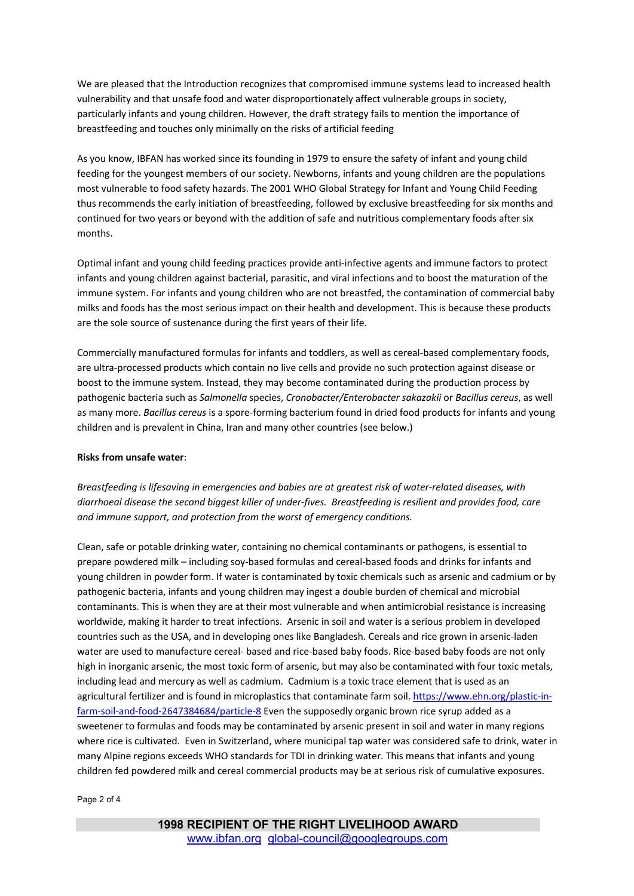We are pleased that the Introduction recognizes that compromised immune systems lead to increased health vulnerability and that unsafe food and water disproportionately affect vulnerable groups in society, particularly infants and young children. However, the draft strategy fails to mention the importance of breastfeeding and touches only minimally on the risks of artificial feeding

As you know, IBFAN has worked since its founding in 1979 to ensure the safety of infant and young child feeding for the youngest members of our society. Newborns, infants and young children are the populations most vulnerable to food safety hazards. The 2001 WHO Global Strategy for Infant and Young Child Feeding thus recommends the early initiation of breastfeeding, followed by exclusive breastfeeding for six months and continued for two years or beyond with the addition of safe and nutritious complementary foods after six months.

Optimal infant and young child feeding practices provide anti-infective agents and immune factors to protect infants and young children against bacterial, parasitic, and viral infections and to boost the maturation of the immune system. For infants and young children who are not breastfed, the contamination of commercial baby milks and foods has the most serious impact on their health and development. This is because these products are the sole source of sustenance during the first years of their life.

Commercially manufactured formulas for infants and toddlers, as well as cereal-based complementary foods, are ultra-processed products which contain no live cells and provide no such protection against disease or boost to the immune system. Instead, they may become contaminated during the production process by pathogenic bacteria such as *Salmonella* species, *Cronobacter/Enterobacter sakazakii* or *Bacillus cereus*, as well as many more. *Bacillus cereus* is a spore-forming bacterium found in dried food products for infants and young children and is prevalent in China, Iran and many other countries (see below.)

**Risks from unsafe water**:

*Breastfeeding is lifesaving in emergencies and babies are at greatest risk of water-related diseases, with diarrhoeal disease the second biggest killer of under-fives. Breastfeeding is resilient and provides food, care and immune support, and protection from the worst of emergency conditions.*

Clean, safe or potable drinking water, containing no chemical contaminants or pathogens, is essential to prepare powdered milk – including soy-based formulas and cereal-based foods and drinks for infants and young children in powder form. If water is contaminated by toxic chemicals such as arsenic and cadmium or by pathogenic bacteria, infants and young children may ingest a double burden of chemical and microbial contaminants. This is when they are at their most vulnerable and when antimicrobial resistance is increasing worldwide, making it harder to treat infections. Arsenic in soil and water is a serious problem in developed countries such as the USA, and in developing ones like Bangladesh. Cereals and rice grown in arsenic-laden water are used to manufacture cereal- based and rice-based baby foods. Rice-based baby foods are not only high in inorganic arsenic, the most toxic form of arsenic, but may also be contaminated with four toxic metals, including lead and mercury as well as cadmium. Cadmium is a toxic trace element that is used as an agricultural fertilizer and is found in microplastics that contaminate farm soil. [https://www.ehn.org/plastic-in-farm-soil-and-food-2647384684/particle-8](https://www.ehn.org/plastic-in-farm-soil-and-food-2647384684/particle-8) Even the supposedly organic brown rice syrup added as a sweetener to formulas and foods may be contaminated by arsenic present in soil and water in many regions where rice is cultivated. Even in Switzerland, where municipal tap water was considered safe to drink, water in many Alpine regions exceeds WHO standards for TDI in drinking water. This means that infants and young children fed powdered milk and cereal commercial products may be at serious risk of cumulative exposures.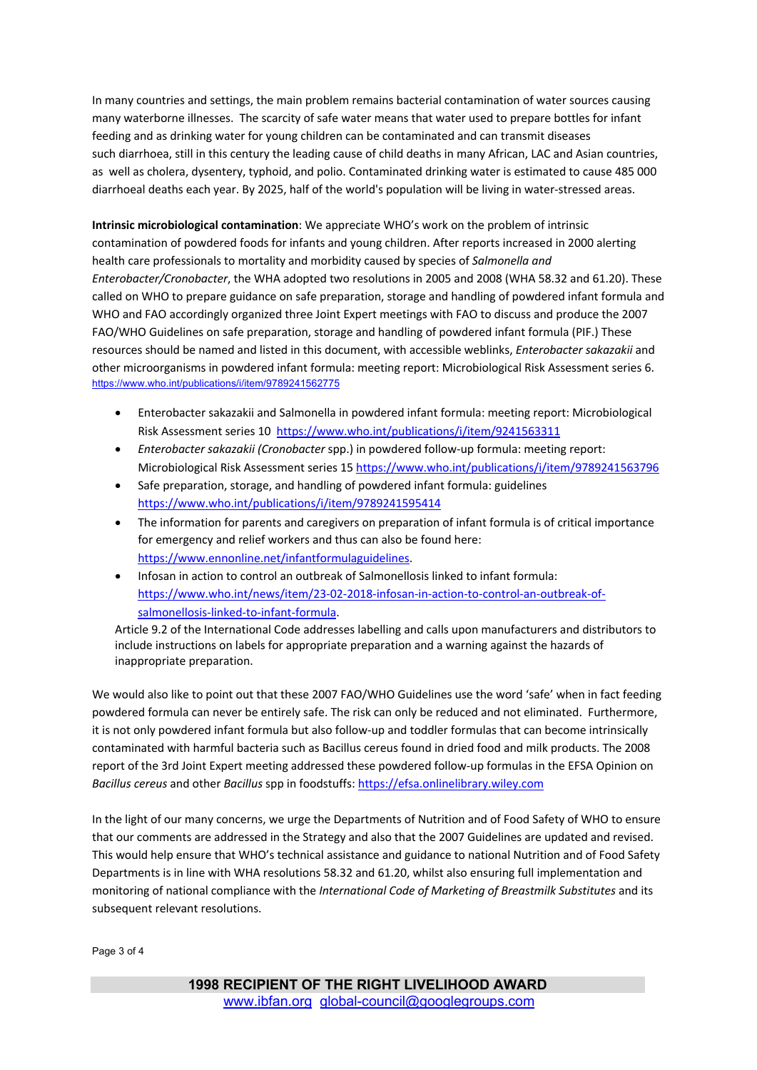In many countries and settings, the main problem remains bacterial contamination of water sources causing many waterborne illnesses. The scarcity of safe water means that water used to prepare bottles for infant feeding and as drinking water for young children can be contaminated and can transmit diseases such diarrhoea, still in this century the leading cause of child deaths in many African, LAC and Asian countries, as well as cholera, dysentery, typhoid, and polio. Contaminated drinking water is estimated to cause 485 000 diarrhoeal deaths each year. By 2025, half of the world's population will be living in water-stressed areas.

**Intrinsic microbiological contamination**: We appreciate WHO's work on the problem of intrinsic contamination of powdered foods for infants and young children. After reports increased in 2000 alerting health care professionals to mortality and morbidity caused by species of *Salmonella and Enterobacter/Cronobacter*, the WHA adopted two resolutions in 2005 and 2008 (WHA 58.32 and 61.20). These called on WHO to prepare guidance on safe preparation, storage and handling of powdered infant formula and WHO and FAO accordingly organized three Joint Expert meetings with FAO to discuss and produce the 2007 FAO/WHO Guidelines on safe preparation, storage and handling of powdered infant formula (PIF.) These resources should be named and listed in this document, with accessible weblinks, *Enterobacter sakazakii* and other microorganisms in powdered infant formula: meeting report: Microbiological Risk Assessment series 6. https://www.who.int/publications/i/item/9789241562775

- Enterobacter sakazakii and Salmonella in powdered infant formula: meeting report: Microbiological Risk Assessment series 10 https://www.who.int/publications/i/item/9241563311
- *Enterobacter sakazakii (Cronobacter* spp.) in powdered follow-up formula: meeting report: Microbiological Risk Assessment series 15 https://www.who.int/publications/i/item/9789241563796
- Safe preparation, storage, and handling of powdered infant formula: guidelines https://www.who.int/publications/i/item/9789241595414
- The information for parents and caregivers on preparation of infant formula is of critical importance for emergency and relief workers and thus can also be found here: https://www.ennonline.net/infantformulaguidelines.
- Infosan in action to control an outbreak of Salmonellosis linked to infant formula: https://www.who.int/news/item/23-02-2018-infosan-in-action-to-control-an-outbreak-of-salmonellosis-linked-to-infant-formula.

Article 9.2 of the International Code addresses labelling and calls upon manufacturers and distributors to include instructions on labels for appropriate preparation and a warning against the hazards of inappropriate preparation.

We would also like to point out that these 2007 FAO/WHO Guidelines use the word 'safe' when in fact feeding powdered formula can never be entirely safe. The risk can only be reduced and not eliminated. Furthermore, it is not only powdered infant formula but also follow-up and toddler formulas that can become intrinsically contaminated with harmful bacteria such as Bacillus cereus found in dried food and milk products. The 2008 report of the 3rd Joint Expert meeting addressed these powdered follow-up formulas in the EFSA Opinion on *Bacillus cereus* and other *Bacillus* spp in foodstuffs: https://efsa.onlinelibrary.wiley.com

In the light of our many concerns, we urge the Departments of Nutrition and of Food Safety of WHO to ensure that our comments are addressed in the Strategy and also that the 2007 Guidelines are updated and revised. This would help ensure that WHO's technical assistance and guidance to national Nutrition and of Food Safety Departments is in line with WHA resolutions 58.32 and 61.20, whilst also ensuring full implementation and monitoring of national compliance with the *International Code of Marketing of Breastmilk Substitutes* and its subsequent relevant resolutions.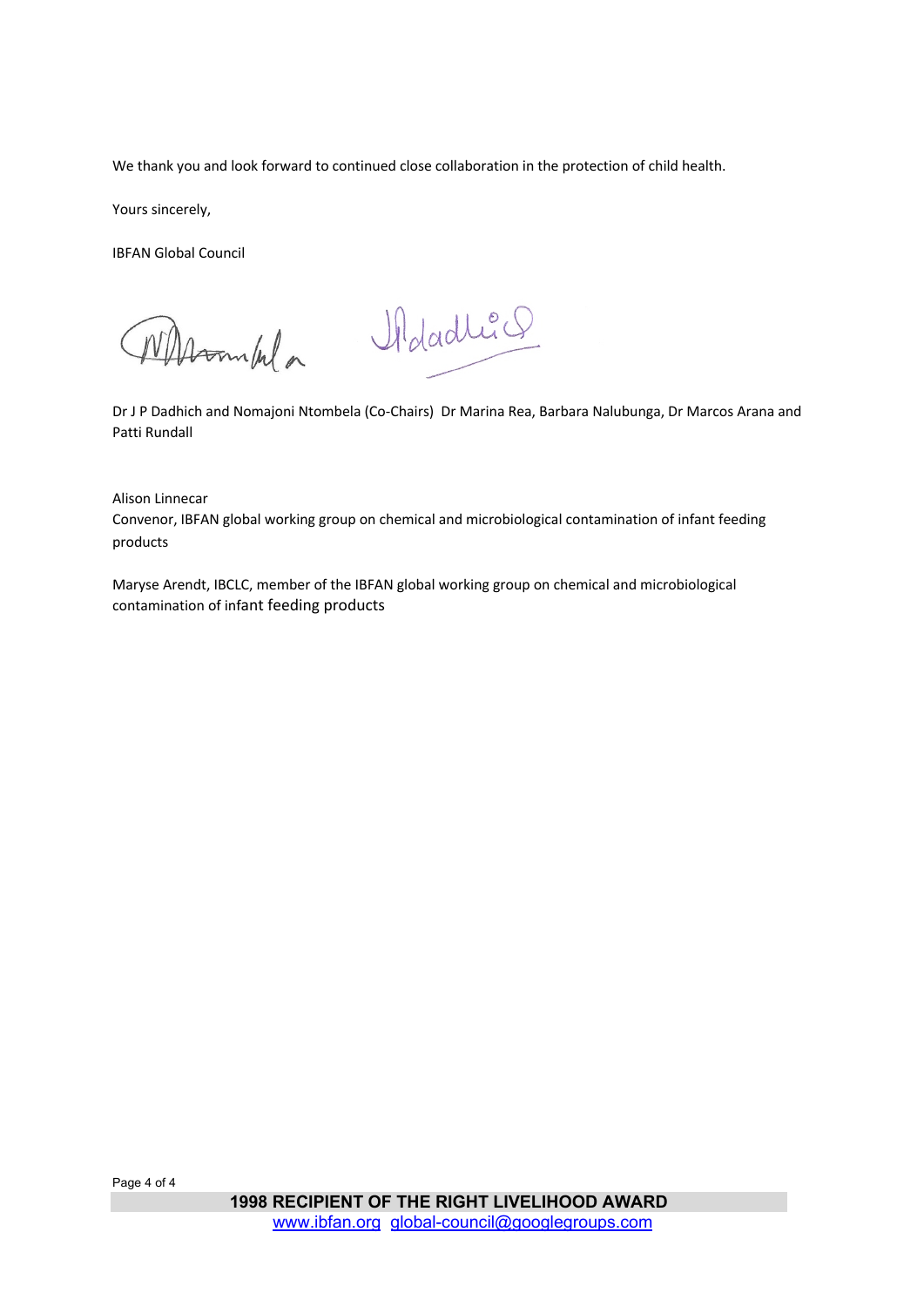We thank you and look forward to continued close collaboration in the protection of child health.

Yours sincerely,

IBFAN Global Council

Dr J P Dadhich and Nomajoni Ntombela (Co-Chairs) Dr Marina Rea, Barbara Nalubunga, Dr Marcos Arana and Patti Rundall

Alison Linnecar
Convenor, IBFAN global working group on chemical and microbiological contamination of infant feeding products

Maryse Arendt, IBCLC, member of the IBFAN global working group on chemical and microbiological contamination of infant feeding products

**1998 RECIPIENT OF THE RIGHT LIVELIHOOD AWARD**
www.ibfan.org global-council@googlegroups.com